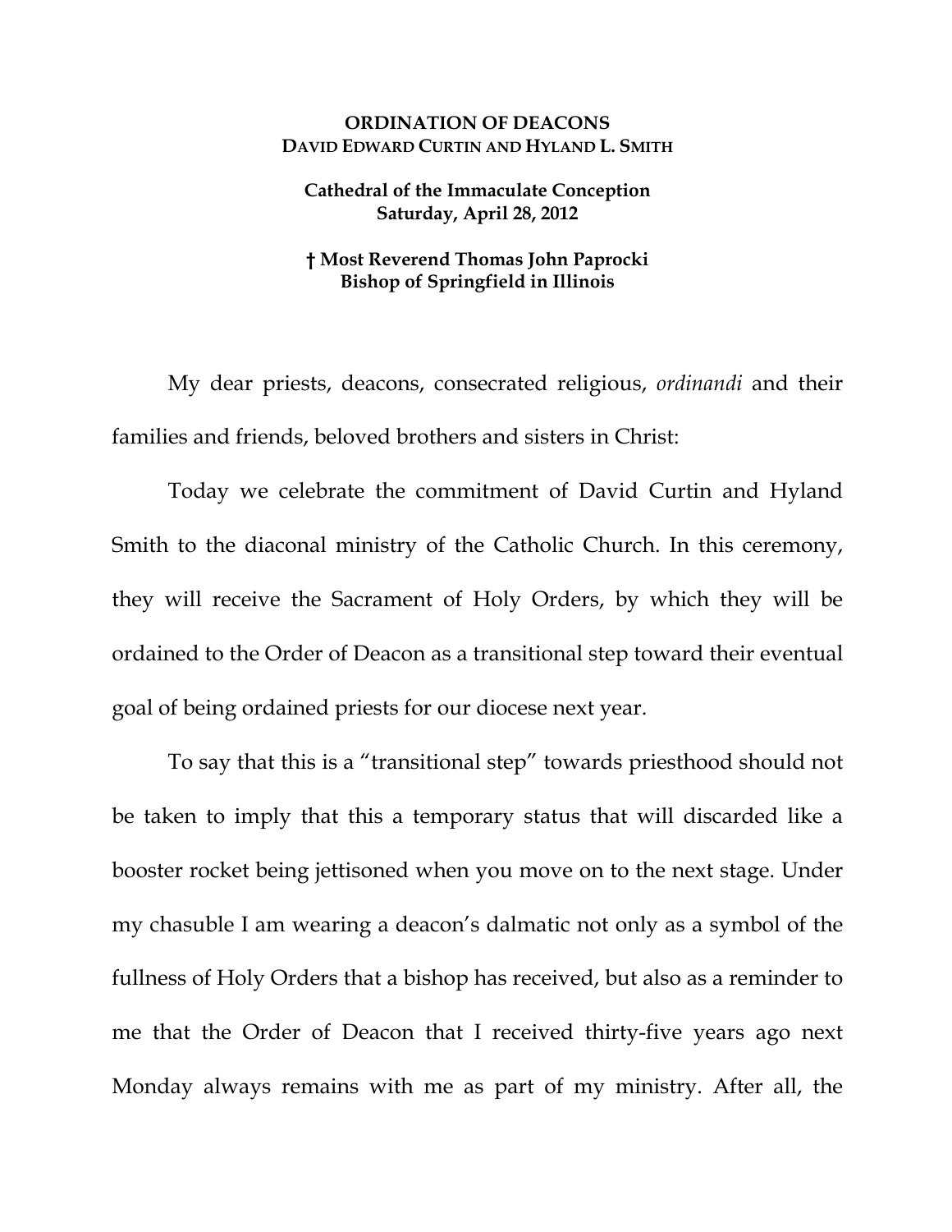**ORDINATION OF DEACONS**
**DAVID EDWARD CURTIN AND HYLAND L. SMITH**

**Cathedral of the Immaculate Conception**
**Saturday, April 28, 2012**

**† Most Reverend Thomas John Paprocki**
**Bishop of Springfield in Illinois**

My dear priests, deacons, consecrated religious, *ordinandi* and their families and friends, beloved brothers and sisters in Christ:

Today we celebrate the commitment of David Curtin and Hyland Smith to the diaconal ministry of the Catholic Church. In this ceremony, they will receive the Sacrament of Holy Orders, by which they will be ordained to the Order of Deacon as a transitional step toward their eventual goal of being ordained priests for our diocese next year.

To say that this is a "transitional step" towards priesthood should not be taken to imply that this a temporary status that will discarded like a booster rocket being jettisoned when you move on to the next stage. Under my chasuble I am wearing a deacon's dalmatic not only as a symbol of the fullness of Holy Orders that a bishop has received, but also as a reminder to me that the Order of Deacon that I received thirty-five years ago next Monday always remains with me as part of my ministry. After all, the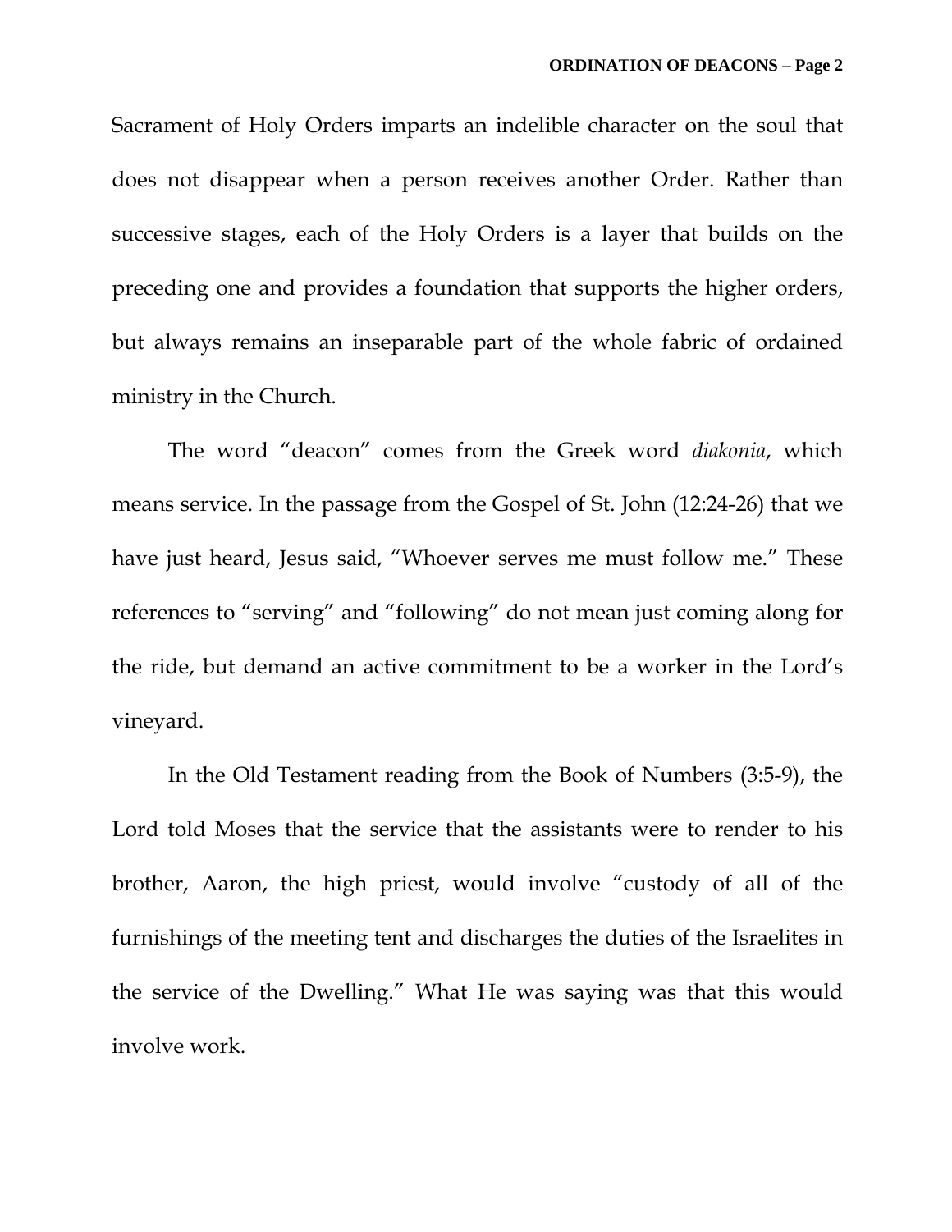Sacrament of Holy Orders imparts an indelible character on the soul that does not disappear when a person receives another Order. Rather than successive stages, each of the Holy Orders is a layer that builds on the preceding one and provides a foundation that supports the higher orders, but always remains an inseparable part of the whole fabric of ordained ministry in the Church.

The word "deacon" comes from the Greek word *diakonia*, which means service. In the passage from the Gospel of St. John (12:24-26) that we have just heard, Jesus said, "Whoever serves me must follow me." These references to "serving" and "following" do not mean just coming along for the ride, but demand an active commitment to be a worker in the Lord's vineyard.

In the Old Testament reading from the Book of Numbers (3:5-9), the Lord told Moses that the service that the assistants were to render to his brother, Aaron, the high priest, would involve "custody of all of the furnishings of the meeting tent and discharges the duties of the Israelites in the service of the Dwelling." What He was saying was that this would involve work.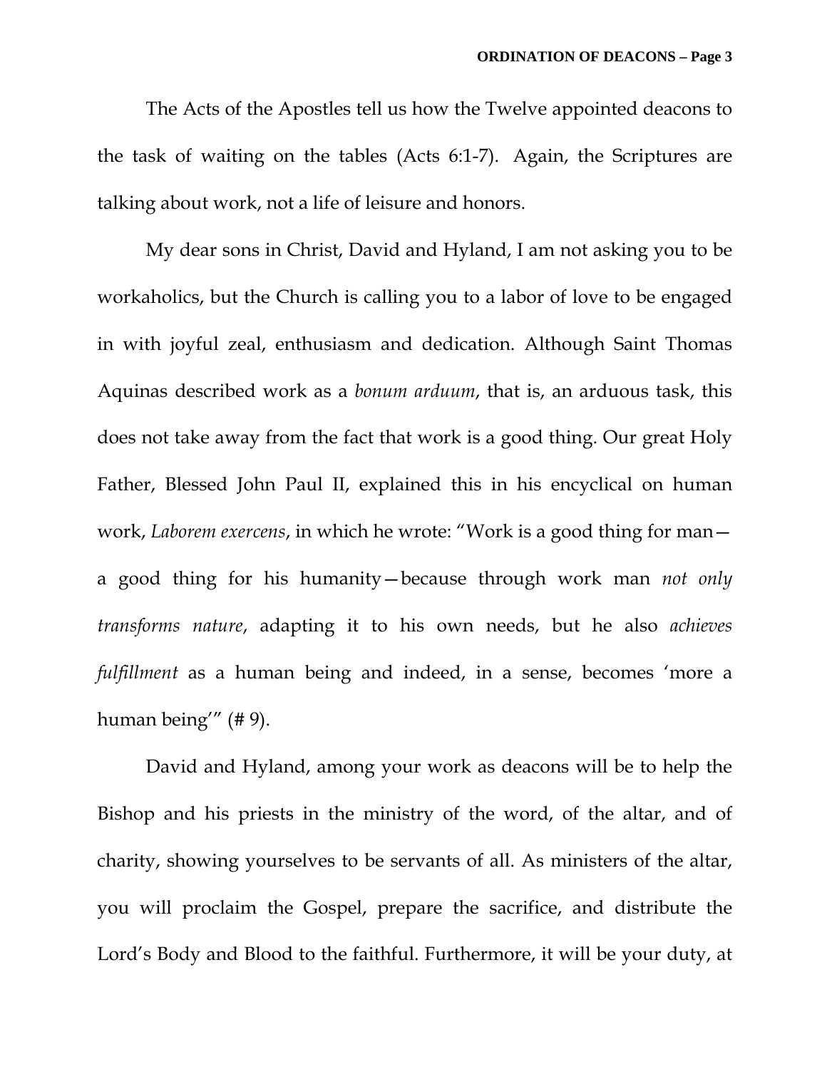The Acts of the Apostles tell us how the Twelve appointed deacons to the task of waiting on the tables (Acts 6:1-7). Again, the Scriptures are talking about work, not a life of leisure and honors.

My dear sons in Christ, David and Hyland, I am not asking you to be workaholics, but the Church is calling you to a labor of love to be engaged in with joyful zeal, enthusiasm and dedication. Although Saint Thomas Aquinas described work as a *bonum arduum*, that is, an arduous task, this does not take away from the fact that work is a good thing. Our great Holy Father, Blessed John Paul II, explained this in his encyclical on human work, *Laborem exercens*, in which he wrote: "Work is a good thing for man—a good thing for his humanity—because through work man *not only transforms nature*, adapting it to his own needs, but he also *achieves fulfillment* as a human being and indeed, in a sense, becomes 'more a human being'" (# 9).

David and Hyland, among your work as deacons will be to help the Bishop and his priests in the ministry of the word, of the altar, and of charity, showing yourselves to be servants of all. As ministers of the altar, you will proclaim the Gospel, prepare the sacrifice, and distribute the Lord's Body and Blood to the faithful. Furthermore, it will be your duty, at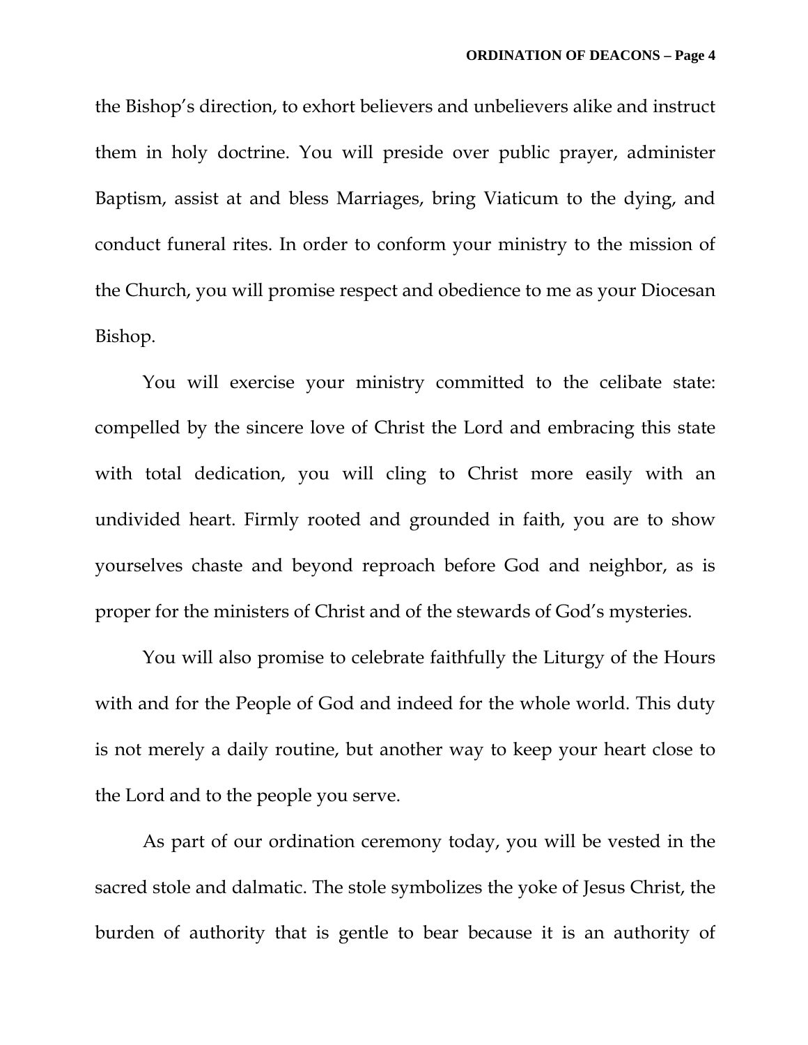the Bishop's direction, to exhort believers and unbelievers alike and instruct them in holy doctrine. You will preside over public prayer, administer Baptism, assist at and bless Marriages, bring Viaticum to the dying, and conduct funeral rites. In order to conform your ministry to the mission of the Church, you will promise respect and obedience to me as your Diocesan Bishop.

You will exercise your ministry committed to the celibate state: compelled by the sincere love of Christ the Lord and embracing this state with total dedication, you will cling to Christ more easily with an undivided heart. Firmly rooted and grounded in faith, you are to show yourselves chaste and beyond reproach before God and neighbor, as is proper for the ministers of Christ and of the stewards of God's mysteries.

You will also promise to celebrate faithfully the Liturgy of the Hours with and for the People of God and indeed for the whole world. This duty is not merely a daily routine, but another way to keep your heart close to the Lord and to the people you serve.

As part of our ordination ceremony today, you will be vested in the sacred stole and dalmatic. The stole symbolizes the yoke of Jesus Christ, the burden of authority that is gentle to bear because it is an authority of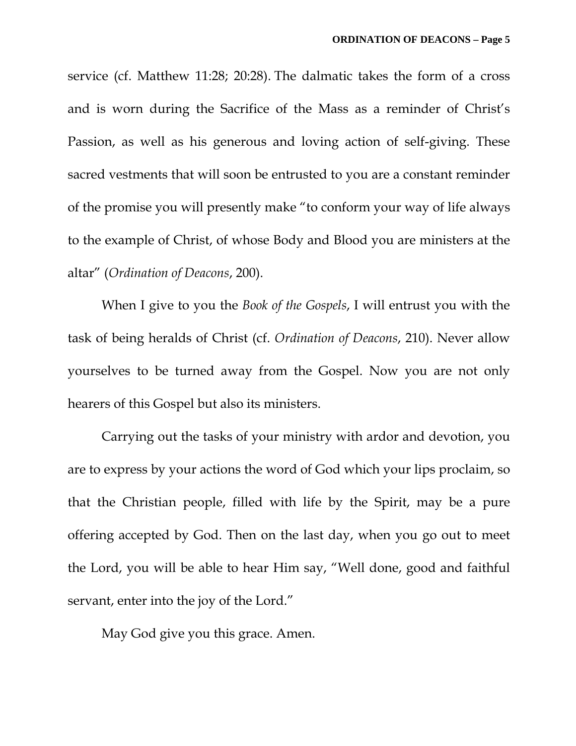service (cf. Matthew 11:28; 20:28). The dalmatic takes the form of a cross and is worn during the Sacrifice of the Mass as a reminder of Christ's Passion, as well as his generous and loving action of self-giving. These sacred vestments that will soon be entrusted to you are a constant reminder of the promise you will presently make "to conform your way of life always to the example of Christ, of whose Body and Blood you are ministers at the altar" (*Ordination of Deacons*, 200).

When I give to you the *Book of the Gospels*, I will entrust you with the task of being heralds of Christ (cf. *Ordination of Deacons*, 210). Never allow yourselves to be turned away from the Gospel. Now you are not only hearers of this Gospel but also its ministers.

Carrying out the tasks of your ministry with ardor and devotion, you are to express by your actions the word of God which your lips proclaim, so that the Christian people, filled with life by the Spirit, may be a pure offering accepted by God. Then on the last day, when you go out to meet the Lord, you will be able to hear Him say, "Well done, good and faithful servant, enter into the joy of the Lord."

May God give you this grace. Amen.